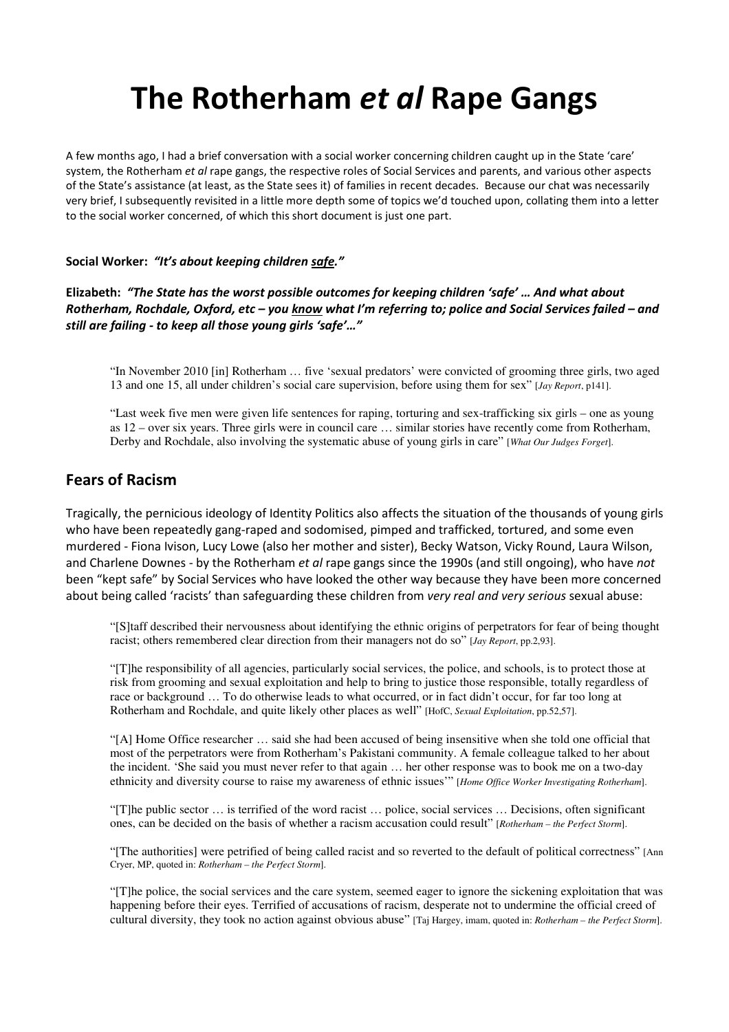# The Rotherham *et al* Rape Gangs

A few months ago, I had a brief conversation with a social worker concerning children caught up in the State 'care' system, the Rotherham *et al* rape gangs, the respective roles of Social Services and parents, and various other aspects of the State's assistance (at least, as the State sees it) of families in recent decades. Because our chat was necessarily very brief, I subsequently revisited in a little more depth some of topics we'd touched upon, collating them into a letter to the social worker concerned, of which this short document is just one part.

**Social Worker:** ***"It's about keeping children <u>safe</u>."***

**Elizabeth:** ***"The State has the worst possible outcomes for keeping children 'safe' … And what about Rotherham, Rochdale, Oxford, etc – you <u>know</u> what I'm referring to; police and Social Services failed – and still are failing - to keep all those young girls 'safe'…"***

> "In November 2010 [in] Rotherham … five 'sexual predators' were convicted of grooming three girls, two aged 13 and one 15, all under children's social care supervision, before using them for sex" [*Jay Report*, p141].

> "Last week five men were given life sentences for raping, torturing and sex-trafficking six girls – one as young as 12 – over six years. Three girls were in council care … similar stories have recently come from Rotherham, Derby and Rochdale, also involving the systematic abuse of young girls in care" [*What Our Judges Forget*].

## Fears of Racism

Tragically, the pernicious ideology of Identity Politics also affects the situation of the thousands of young girls who have been repeatedly gang-raped and sodomised, pimped and trafficked, tortured, and some even murdered - Fiona Ivison, Lucy Lowe (also her mother and sister), Becky Watson, Vicky Round, Laura Wilson, and Charlene Downes - by the Rotherham *et al* rape gangs since the 1990s (and still ongoing), who have *not* been "kept safe" by Social Services who have looked the other way because they have been more concerned about being called 'racists' than safeguarding these children from *very real and very serious* sexual abuse:

> "[S]taff described their nervousness about identifying the ethnic origins of perpetrators for fear of being thought racist; others remembered clear direction from their managers not do so" [*Jay Report*, pp.2,93].

> "[T]he responsibility of all agencies, particularly social services, the police, and schools, is to protect those at risk from grooming and sexual exploitation and help to bring to justice those responsible, totally regardless of race or background … To do otherwise leads to what occurred, or in fact didn't occur, for far too long at Rotherham and Rochdale, and quite likely other places as well" [HofC, *Sexual Exploitation*, pp.52,57].

> "[A] Home Office researcher … said she had been accused of being insensitive when she told one official that most of the perpetrators were from Rotherham's Pakistani community. A female colleague talked to her about the incident. 'She said you must never refer to that again … her other response was to book me on a two-day ethnicity and diversity course to raise my awareness of ethnic issues'" [*Home Office Worker Investigating Rotherham*].

> "[T]he public sector … is terrified of the word racist … police, social services … Decisions, often significant ones, can be decided on the basis of whether a racism accusation could result" [*Rotherham – the Perfect Storm*].

> "[The authorities] were petrified of being called racist and so reverted to the default of political correctness" [Ann Cryer, MP, quoted in: *Rotherham – the Perfect Storm*].

> "[T]he police, the social services and the care system, seemed eager to ignore the sickening exploitation that was happening before their eyes. Terrified of accusations of racism, desperate not to undermine the official creed of cultural diversity, they took no action against obvious abuse" [Taj Hargey, imam, quoted in: *Rotherham – the Perfect Storm*].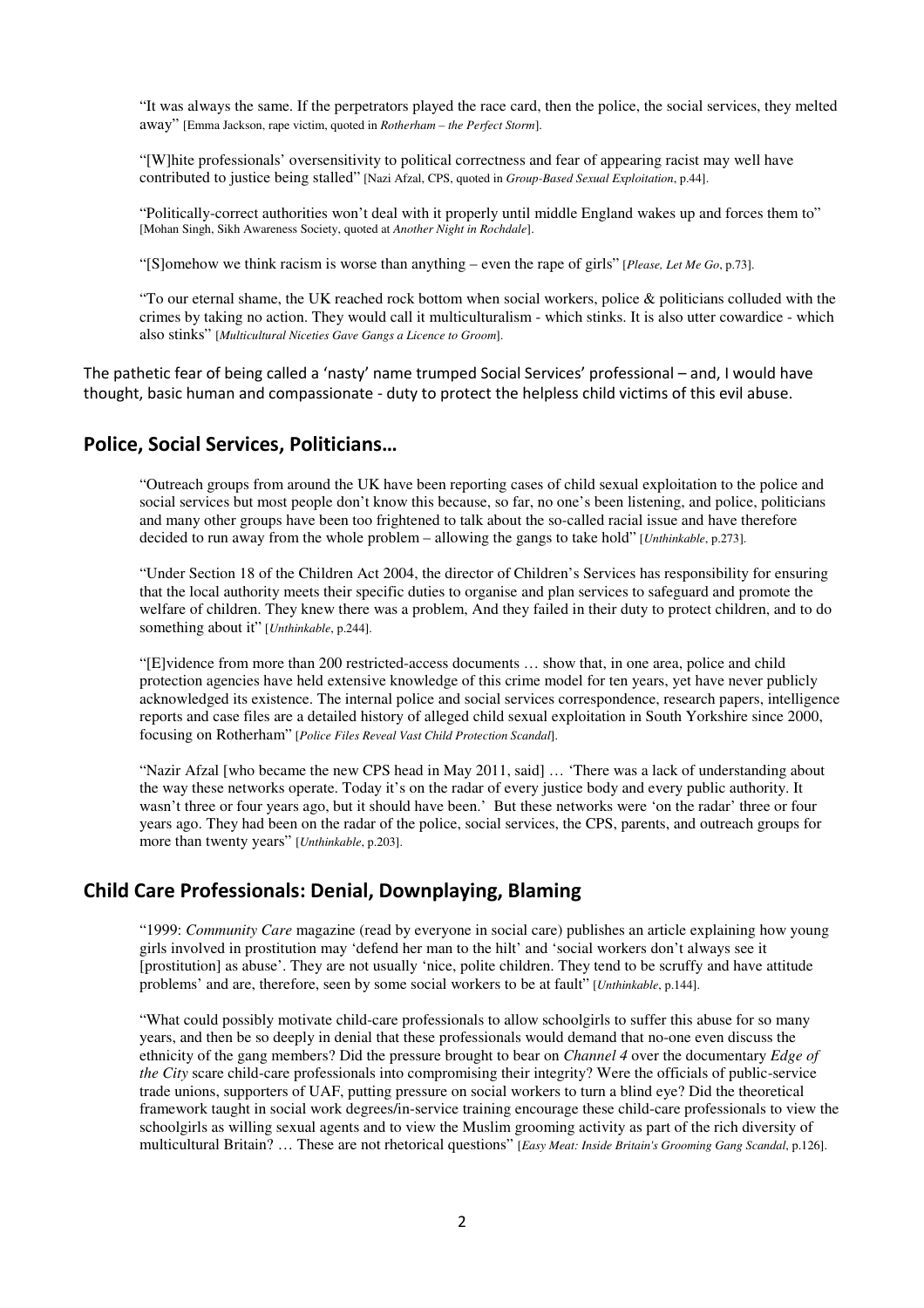"It was always the same. If the perpetrators played the race card, then the police, the social services, they melted away" [Emma Jackson, rape victim, quoted in *Rotherham – the Perfect Storm*].

"[W]hite professionals' oversensitivity to political correctness and fear of appearing racist may well have contributed to justice being stalled" [Nazi Afzal, CPS, quoted in *Group-Based Sexual Exploitation*, p.44].

"Politically-correct authorities won't deal with it properly until middle England wakes up and forces them to" [Mohan Singh, Sikh Awareness Society, quoted at *Another Night in Rochdale*].

"[S]omehow we think racism is worse than anything – even the rape of girls" [*Please, Let Me Go*, p.73].

"To our eternal shame, the UK reached rock bottom when social workers, police & politicians colluded with the crimes by taking no action. They would call it multiculturalism - which stinks. It is also utter cowardice - which also stinks" [*Multicultural Niceties Gave Gangs a Licence to Groom*].

The pathetic fear of being called a 'nasty' name trumped Social Services' professional – and, I would have thought, basic human and compassionate - duty to protect the helpless child victims of this evil abuse.

## Police, Social Services, Politicians…

"Outreach groups from around the UK have been reporting cases of child sexual exploitation to the police and social services but most people don't know this because, so far, no one's been listening, and police, politicians and many other groups have been too frightened to talk about the so-called racial issue and have therefore decided to run away from the whole problem – allowing the gangs to take hold" [*Unthinkable*, p.273].

"Under Section 18 of the Children Act 2004, the director of Children's Services has responsibility for ensuring that the local authority meets their specific duties to organise and plan services to safeguard and promote the welfare of children. They knew there was a problem, And they failed in their duty to protect children, and to do something about it" [*Unthinkable*, p.244].

"[E]vidence from more than 200 restricted-access documents … show that, in one area, police and child protection agencies have held extensive knowledge of this crime model for ten years, yet have never publicly acknowledged its existence. The internal police and social services correspondence, research papers, intelligence reports and case files are a detailed history of alleged child sexual exploitation in South Yorkshire since 2000, focusing on Rotherham" [*Police Files Reveal Vast Child Protection Scandal*].

"Nazir Afzal [who became the new CPS head in May 2011, said] … 'There was a lack of understanding about the way these networks operate. Today it's on the radar of every justice body and every public authority. It wasn't three or four years ago, but it should have been.' But these networks were 'on the radar' three or four years ago. They had been on the radar of the police, social services, the CPS, parents, and outreach groups for more than twenty years" [*Unthinkable*, p.203].

## Child Care Professionals: Denial, Downplaying, Blaming

"1999: *Community Care* magazine (read by everyone in social care) publishes an article explaining how young girls involved in prostitution may 'defend her man to the hilt' and 'social workers don't always see it [prostitution] as abuse'. They are not usually 'nice, polite children. They tend to be scruffy and have attitude problems' and are, therefore, seen by some social workers to be at fault" [*Unthinkable*, p.144].

"What could possibly motivate child-care professionals to allow schoolgirls to suffer this abuse for so many years, and then be so deeply in denial that these professionals would demand that no-one even discuss the ethnicity of the gang members? Did the pressure brought to bear on *Channel 4* over the documentary *Edge of the City* scare child-care professionals into compromising their integrity? Were the officials of public-service trade unions, supporters of UAF, putting pressure on social workers to turn a blind eye? Did the theoretical framework taught in social work degrees/in-service training encourage these child-care professionals to view the schoolgirls as willing sexual agents and to view the Muslim grooming activity as part of the rich diversity of multicultural Britain? … These are not rhetorical questions" [*Easy Meat: Inside Britain's Grooming Gang Scandal*, p.126].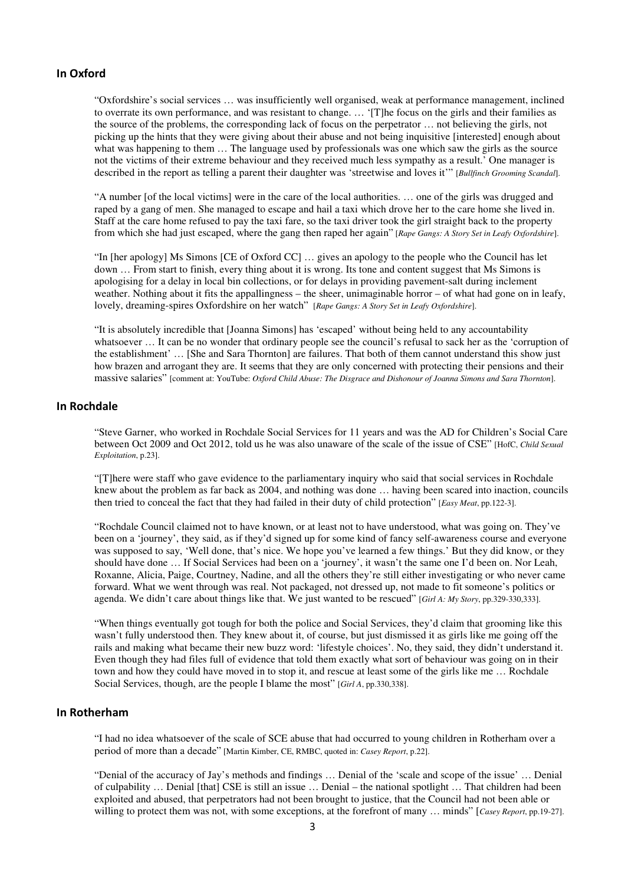## In Oxford

"Oxfordshire's social services … was insufficiently well organised, weak at performance management, inclined to overrate its own performance, and was resistant to change. … '[T]he focus on the girls and their families as the source of the problems, the corresponding lack of focus on the perpetrator … not believing the girls, not picking up the hints that they were giving about their abuse and not being inquisitive [interested] enough about what was happening to them … The language used by professionals was one which saw the girls as the source not the victims of their extreme behaviour and they received much less sympathy as a result.' One manager is described in the report as telling a parent their daughter was 'streetwise and loves it'" [*Bullfinch Grooming Scandal*].

"A number [of the local victims] were in the care of the local authorities. … one of the girls was drugged and raped by a gang of men. She managed to escape and hail a taxi which drove her to the care home she lived in. Staff at the care home refused to pay the taxi fare, so the taxi driver took the girl straight back to the property from which she had just escaped, where the gang then raped her again" [*Rape Gangs: A Story Set in Leafy Oxfordshire*].

"In [her apology] Ms Simons [CE of Oxford CC] … gives an apology to the people who the Council has let down … From start to finish, every thing about it is wrong. Its tone and content suggest that Ms Simons is apologising for a delay in local bin collections, or for delays in providing pavement-salt during inclement weather. Nothing about it fits the appallingness – the sheer, unimaginable horror – of what had gone on in leafy, lovely, dreaming-spires Oxfordshire on her watch" [*Rape Gangs: A Story Set in Leafy Oxfordshire*].

"It is absolutely incredible that [Joanna Simons] has 'escaped' without being held to any accountability whatsoever … It can be no wonder that ordinary people see the council's refusal to sack her as the 'corruption of the establishment' … [She and Sara Thornton] are failures. That both of them cannot understand this show just how brazen and arrogant they are. It seems that they are only concerned with protecting their pensions and their massive salaries" [comment at: YouTube: *Oxford Child Abuse: The Disgrace and Dishonour of Joanna Simons and Sara Thornton*].

## In Rochdale

"Steve Garner, who worked in Rochdale Social Services for 11 years and was the AD for Children's Social Care between Oct 2009 and Oct 2012, told us he was also unaware of the scale of the issue of CSE" [HofC, *Child Sexual Exploitation*, p.23].

"[T]here were staff who gave evidence to the parliamentary inquiry who said that social services in Rochdale knew about the problem as far back as 2004, and nothing was done … having been scared into inaction, councils then tried to conceal the fact that they had failed in their duty of child protection" [*Easy Meat*, pp.122-3].

"Rochdale Council claimed not to have known, or at least not to have understood, what was going on. They've been on a 'journey', they said, as if they'd signed up for some kind of fancy self-awareness course and everyone was supposed to say, 'Well done, that's nice. We hope you've learned a few things.' But they did know, or they should have done … If Social Services had been on a 'journey', it wasn't the same one I'd been on. Nor Leah, Roxanne, Alicia, Paige, Courtney, Nadine, and all the others they're still either investigating or who never came forward. What we went through was real. Not packaged, not dressed up, not made to fit someone's politics or agenda. We didn't care about things like that. We just wanted to be rescued" [*Girl A: My Story*, pp.329-330,333].

"When things eventually got tough for both the police and Social Services, they'd claim that grooming like this wasn't fully understood then. They knew about it, of course, but just dismissed it as girls like me going off the rails and making what became their new buzz word: 'lifestyle choices'. No, they said, they didn't understand it. Even though they had files full of evidence that told them exactly what sort of behaviour was going on in their town and how they could have moved in to stop it, and rescue at least some of the girls like me … Rochdale Social Services, though, are the people I blame the most" [*Girl A*, pp.330,338].

## In Rotherham

"I had no idea whatsoever of the scale of SCE abuse that had occurred to young children in Rotherham over a period of more than a decade" [Martin Kimber, CE, RMBC, quoted in: *Casey Report*, p.22].

"Denial of the accuracy of Jay's methods and findings … Denial of the 'scale and scope of the issue' … Denial of culpability … Denial [that] CSE is still an issue … Denial – the national spotlight … That children had been exploited and abused, that perpetrators had not been brought to justice, that the Council had not been able or willing to protect them was not, with some exceptions, at the forefront of many … minds" [*Casey Report*, pp.19-27].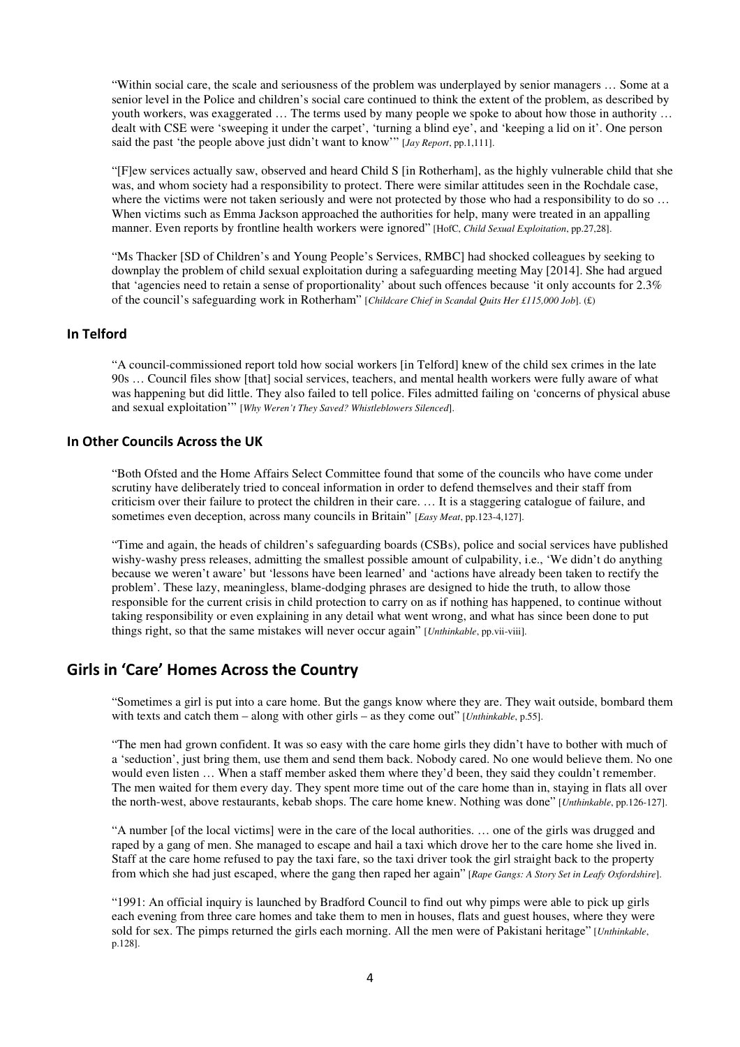"Within social care, the scale and seriousness of the problem was underplayed by senior managers … Some at a senior level in the Police and children's social care continued to think the extent of the problem, as described by youth workers, was exaggerated … The terms used by many people we spoke to about how those in authority … dealt with CSE were 'sweeping it under the carpet', 'turning a blind eye', and 'keeping a lid on it'. One person said the past 'the people above just didn't want to know'" [*Jay Report*, pp.1,111].

"[F]ew services actually saw, observed and heard Child S [in Rotherham], as the highly vulnerable child that she was, and whom society had a responsibility to protect. There were similar attitudes seen in the Rochdale case, where the victims were not taken seriously and were not protected by those who had a responsibility to do so … When victims such as Emma Jackson approached the authorities for help, many were treated in an appalling manner. Even reports by frontline health workers were ignored" [HofC, *Child Sexual Exploitation*, pp.27,28].

"Ms Thacker [SD of Children's and Young People's Services, RMBC] had shocked colleagues by seeking to downplay the problem of child sexual exploitation during a safeguarding meeting May [2014]. She had argued that 'agencies need to retain a sense of proportionality' about such offences because 'it only accounts for 2.3% of the council's safeguarding work in Rotherham" [*Childcare Chief in Scandal Quits Her £115,000 Job*]. (£)

### In Telford

"A council-commissioned report told how social workers [in Telford] knew of the child sex crimes in the late 90s … Council files show [that] social services, teachers, and mental health workers were fully aware of what was happening but did little. They also failed to tell police. Files admitted failing on 'concerns of physical abuse and sexual exploitation'" [*Why Weren't They Saved? Whistleblowers Silenced*].

### In Other Councils Across the UK

"Both Ofsted and the Home Affairs Select Committee found that some of the councils who have come under scrutiny have deliberately tried to conceal information in order to defend themselves and their staff from criticism over their failure to protect the children in their care. … It is a staggering catalogue of failure, and sometimes even deception, across many councils in Britain" [*Easy Meat*, pp.123-4,127].

"Time and again, the heads of children's safeguarding boards (CSBs), police and social services have published wishy-washy press releases, admitting the smallest possible amount of culpability, i.e., 'We didn't do anything because we weren't aware' but 'lessons have been learned' and 'actions have already been taken to rectify the problem'. These lazy, meaningless, blame-dodging phrases are designed to hide the truth, to allow those responsible for the current crisis in child protection to carry on as if nothing has happened, to continue without taking responsibility or even explaining in any detail what went wrong, and what has since been done to put things right, so that the same mistakes will never occur again" [*Unthinkable*, pp.vii-viii].

## Girls in 'Care' Homes Across the Country

"Sometimes a girl is put into a care home. But the gangs know where they are. They wait outside, bombard them with texts and catch them – along with other girls – as they come out" [*Unthinkable*, p.55].

"The men had grown confident. It was so easy with the care home girls they didn't have to bother with much of a 'seduction', just bring them, use them and send them back. Nobody cared. No one would believe them. No one would even listen … When a staff member asked them where they'd been, they said they couldn't remember. The men waited for them every day. They spent more time out of the care home than in, staying in flats all over the north-west, above restaurants, kebab shops. The care home knew. Nothing was done" [*Unthinkable*, pp.126-127].

"A number [of the local victims] were in the care of the local authorities. … one of the girls was drugged and raped by a gang of men. She managed to escape and hail a taxi which drove her to the care home she lived in. Staff at the care home refused to pay the taxi fare, so the taxi driver took the girl straight back to the property from which she had just escaped, where the gang then raped her again" [*Rape Gangs: A Story Set in Leafy Oxfordshire*].

"1991: An official inquiry is launched by Bradford Council to find out why pimps were able to pick up girls each evening from three care homes and take them to men in houses, flats and guest houses, where they were sold for sex. The pimps returned the girls each morning. All the men were of Pakistani heritage" [*Unthinkable*, p.128].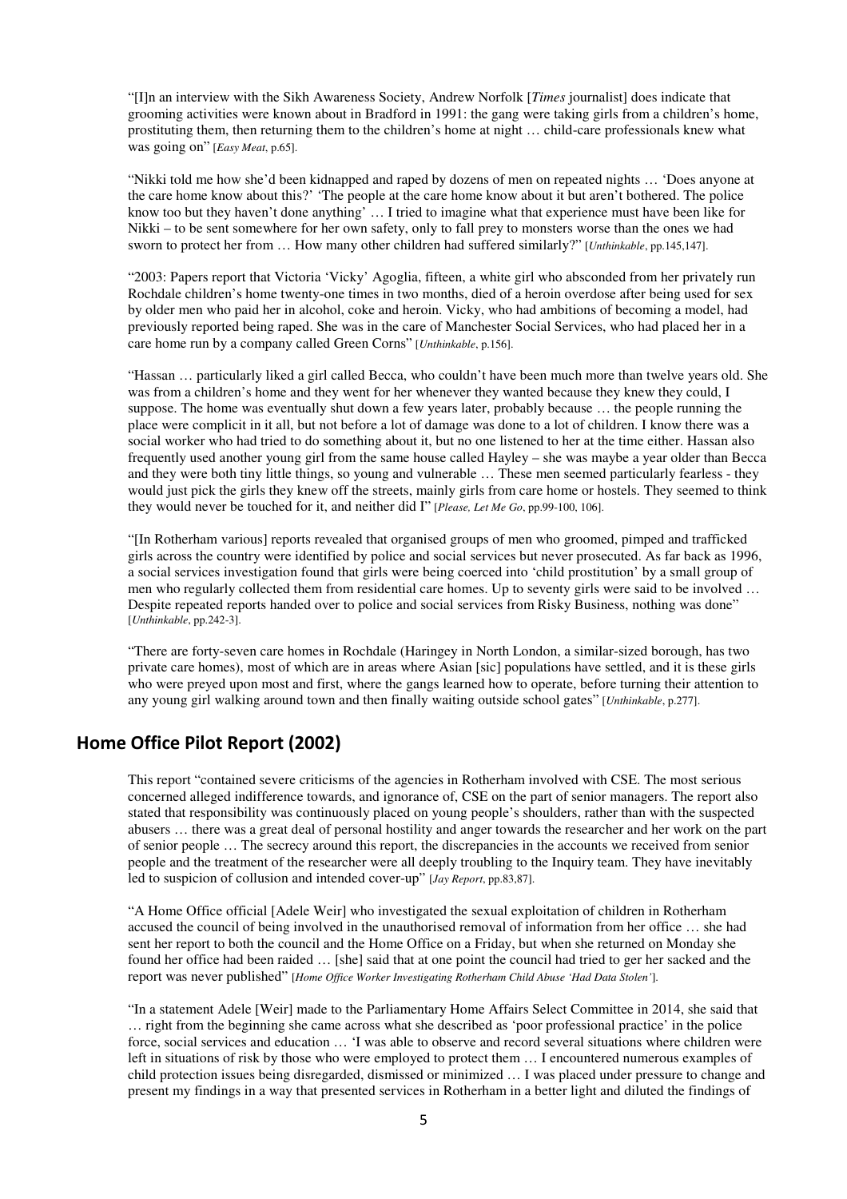"[I]n an interview with the Sikh Awareness Society, Andrew Norfolk [*Times* journalist] does indicate that grooming activities were known about in Bradford in 1991: the gang were taking girls from a children's home, prostituting them, then returning them to the children's home at night … child-care professionals knew what was going on" [*Easy Meat*, p.65].

"Nikki told me how she'd been kidnapped and raped by dozens of men on repeated nights … 'Does anyone at the care home know about this?' 'The people at the care home know about it but aren't bothered. The police know too but they haven't done anything' … I tried to imagine what that experience must have been like for Nikki – to be sent somewhere for her own safety, only to fall prey to monsters worse than the ones we had sworn to protect her from … How many other children had suffered similarly?" [*Unthinkable*, pp.145,147].

"2003: Papers report that Victoria 'Vicky' Agoglia, fifteen, a white girl who absconded from her privately run Rochdale children's home twenty-one times in two months, died of a heroin overdose after being used for sex by older men who paid her in alcohol, coke and heroin. Vicky, who had ambitions of becoming a model, had previously reported being raped. She was in the care of Manchester Social Services, who had placed her in a care home run by a company called Green Corns" [*Unthinkable*, p.156].

"Hassan … particularly liked a girl called Becca, who couldn't have been much more than twelve years old. She was from a children's home and they went for her whenever they wanted because they knew they could, I suppose. The home was eventually shut down a few years later, probably because … the people running the place were complicit in it all, but not before a lot of damage was done to a lot of children. I know there was a social worker who had tried to do something about it, but no one listened to her at the time either. Hassan also frequently used another young girl from the same house called Hayley – she was maybe a year older than Becca and they were both tiny little things, so young and vulnerable … These men seemed particularly fearless - they would just pick the girls they knew off the streets, mainly girls from care home or hostels. They seemed to think they would never be touched for it, and neither did I" [*Please, Let Me Go*, pp.99-100, 106].

"[In Rotherham various] reports revealed that organised groups of men who groomed, pimped and trafficked girls across the country were identified by police and social services but never prosecuted. As far back as 1996, a social services investigation found that girls were being coerced into 'child prostitution' by a small group of men who regularly collected them from residential care homes. Up to seventy girls were said to be involved … Despite repeated reports handed over to police and social services from Risky Business, nothing was done" [*Unthinkable*, pp.242-3].

"There are forty-seven care homes in Rochdale (Haringey in North London, a similar-sized borough, has two private care homes), most of which are in areas where Asian [sic] populations have settled, and it is these girls who were preyed upon most and first, where the gangs learned how to operate, before turning their attention to any young girl walking around town and then finally waiting outside school gates" [*Unthinkable*, p.277].

## Home Office Pilot Report (2002)

This report "contained severe criticisms of the agencies in Rotherham involved with CSE. The most serious concerned alleged indifference towards, and ignorance of, CSE on the part of senior managers. The report also stated that responsibility was continuously placed on young people's shoulders, rather than with the suspected abusers … there was a great deal of personal hostility and anger towards the researcher and her work on the part of senior people … The secrecy around this report, the discrepancies in the accounts we received from senior people and the treatment of the researcher were all deeply troubling to the Inquiry team. They have inevitably led to suspicion of collusion and intended cover-up" [*Jay Report*, pp.83,87].

"A Home Office official [Adele Weir] who investigated the sexual exploitation of children in Rotherham accused the council of being involved in the unauthorised removal of information from her office … she had sent her report to both the council and the Home Office on a Friday, but when she returned on Monday she found her office had been raided … [she] said that at one point the council had tried to ger her sacked and the report was never published" [*Home Office Worker Investigating Rotherham Child Abuse 'Had Data Stolen'*].

"In a statement Adele [Weir] made to the Parliamentary Home Affairs Select Committee in 2014, she said that … right from the beginning she came across what she described as 'poor professional practice' in the police force, social services and education … 'I was able to observe and record several situations where children were left in situations of risk by those who were employed to protect them … I encountered numerous examples of child protection issues being disregarded, dismissed or minimized … I was placed under pressure to change and present my findings in a way that presented services in Rotherham in a better light and diluted the findings of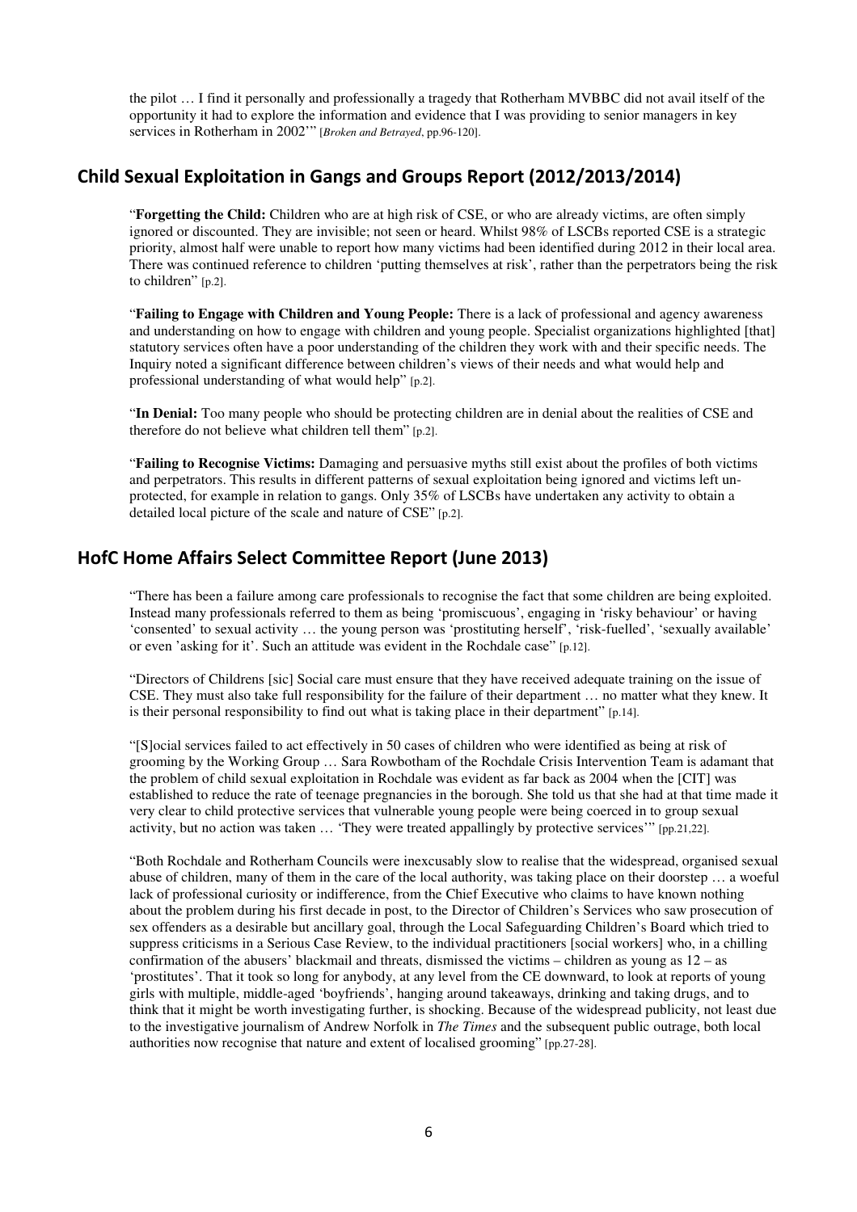the pilot … I find it personally and professionally a tragedy that Rotherham MVBBC did not avail itself of the opportunity it had to explore the information and evidence that I was providing to senior managers in key services in Rotherham in 2002'" [*Broken and Betrayed*, pp.96-120].

## Child Sexual Exploitation in Gangs and Groups Report (2012/2013/2014)

"**Forgetting the Child:** Children who are at high risk of CSE, or who are already victims, are often simply ignored or discounted. They are invisible; not seen or heard. Whilst 98% of LSCBs reported CSE is a strategic priority, almost half were unable to report how many victims had been identified during 2012 in their local area. There was continued reference to children 'putting themselves at risk', rather than the perpetrators being the risk to children" [p.2].

"**Failing to Engage with Children and Young People:** There is a lack of professional and agency awareness and understanding on how to engage with children and young people. Specialist organizations highlighted [that] statutory services often have a poor understanding of the children they work with and their specific needs. The Inquiry noted a significant difference between children's views of their needs and what would help and professional understanding of what would help" [p.2].

"**In Denial:** Too many people who should be protecting children are in denial about the realities of CSE and therefore do not believe what children tell them" [p.2].

"**Failing to Recognise Victims:** Damaging and persuasive myths still exist about the profiles of both victims and perpetrators. This results in different patterns of sexual exploitation being ignored and victims left un-protected, for example in relation to gangs. Only 35% of LSCBs have undertaken any activity to obtain a detailed local picture of the scale and nature of CSE" [p.2].

## HofC Home Affairs Select Committee Report (June 2013)

"There has been a failure among care professionals to recognise the fact that some children are being exploited. Instead many professionals referred to them as being 'promiscuous', engaging in 'risky behaviour' or having 'consented' to sexual activity … the young person was 'prostituting herself', 'risk-fuelled', 'sexually available' or even 'asking for it'. Such an attitude was evident in the Rochdale case" [p.12].

"Directors of Childrens [sic] Social care must ensure that they have received adequate training on the issue of CSE. They must also take full responsibility for the failure of their department … no matter what they knew. It is their personal responsibility to find out what is taking place in their department" [p.14].

"[S]ocial services failed to act effectively in 50 cases of children who were identified as being at risk of grooming by the Working Group … Sara Rowbotham of the Rochdale Crisis Intervention Team is adamant that the problem of child sexual exploitation in Rochdale was evident as far back as 2004 when the [CIT] was established to reduce the rate of teenage pregnancies in the borough. She told us that she had at that time made it very clear to child protective services that vulnerable young people were being coerced in to group sexual activity, but no action was taken … 'They were treated appallingly by protective services'" [pp.21,22].

"Both Rochdale and Rotherham Councils were inexcusably slow to realise that the widespread, organised sexual abuse of children, many of them in the care of the local authority, was taking place on their doorstep … a woeful lack of professional curiosity or indifference, from the Chief Executive who claims to have known nothing about the problem during his first decade in post, to the Director of Children's Services who saw prosecution of sex offenders as a desirable but ancillary goal, through the Local Safeguarding Children's Board which tried to suppress criticisms in a Serious Case Review, to the individual practitioners [social workers] who, in a chilling confirmation of the abusers' blackmail and threats, dismissed the victims – children as young as 12 – as 'prostitutes'. That it took so long for anybody, at any level from the CE downward, to look at reports of young girls with multiple, middle-aged 'boyfriends', hanging around takeaways, drinking and taking drugs, and to think that it might be worth investigating further, is shocking. Because of the widespread publicity, not least due to the investigative journalism of Andrew Norfolk in *The Times* and the subsequent public outrage, both local authorities now recognise that nature and extent of localised grooming" [pp.27-28].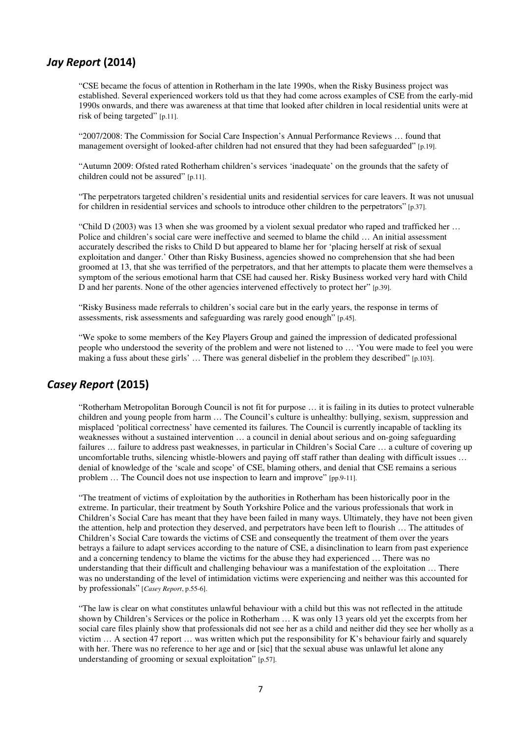## *Jay Report* (2014)

"CSE became the focus of attention in Rotherham in the late 1990s, when the Risky Business project was established. Several experienced workers told us that they had come across examples of CSE from the early-mid 1990s onwards, and there was awareness at that time that looked after children in local residential units were at risk of being targeted" [p.11].

"2007/2008: The Commission for Social Care Inspection's Annual Performance Reviews … found that management oversight of looked-after children had not ensured that they had been safeguarded" [p.19].

"Autumn 2009: Ofsted rated Rotherham children's services 'inadequate' on the grounds that the safety of children could not be assured" [p.11].

"The perpetrators targeted children's residential units and residential services for care leavers. It was not unusual for children in residential services and schools to introduce other children to the perpetrators" [p.37].

"Child D (2003) was 13 when she was groomed by a violent sexual predator who raped and trafficked her … Police and children's social care were ineffective and seemed to blame the child … An initial assessment accurately described the risks to Child D but appeared to blame her for 'placing herself at risk of sexual exploitation and danger.' Other than Risky Business, agencies showed no comprehension that she had been groomed at 13, that she was terrified of the perpetrators, and that her attempts to placate them were themselves a symptom of the serious emotional harm that CSE had caused her. Risky Business worked very hard with Child D and her parents. None of the other agencies intervened effectively to protect her" [p.39].

"Risky Business made referrals to children's social care but in the early years, the response in terms of assessments, risk assessments and safeguarding was rarely good enough" [p.45].

"We spoke to some members of the Key Players Group and gained the impression of dedicated professional people who understood the severity of the problem and were not listened to … 'You were made to feel you were making a fuss about these girls' … There was general disbelief in the problem they described" [p.103].

## *Casey Report* (2015)

"Rotherham Metropolitan Borough Council is not fit for purpose … it is failing in its duties to protect vulnerable children and young people from harm … The Council's culture is unhealthy: bullying, sexism, suppression and misplaced 'political correctness' have cemented its failures. The Council is currently incapable of tackling its weaknesses without a sustained intervention … a council in denial about serious and on-going safeguarding failures … failure to address past weaknesses, in particular in Children's Social Care … a culture of covering up uncomfortable truths, silencing whistle-blowers and paying off staff rather than dealing with difficult issues … denial of knowledge of the 'scale and scope' of CSE, blaming others, and denial that CSE remains a serious problem … The Council does not use inspection to learn and improve" [pp.9-11].

"The treatment of victims of exploitation by the authorities in Rotherham has been historically poor in the extreme. In particular, their treatment by South Yorkshire Police and the various professionals that work in Children's Social Care has meant that they have been failed in many ways. Ultimately, they have not been given the attention, help and protection they deserved, and perpetrators have been left to flourish … The attitudes of Children's Social Care towards the victims of CSE and consequently the treatment of them over the years betrays a failure to adapt services according to the nature of CSE, a disinclination to learn from past experience and a concerning tendency to blame the victims for the abuse they had experienced … There was no understanding that their difficult and challenging behaviour was a manifestation of the exploitation … There was no understanding of the level of intimidation victims were experiencing and neither was this accounted for by professionals" [*Casey Report*, p.55-6].

"The law is clear on what constitutes unlawful behaviour with a child but this was not reflected in the attitude shown by Children's Services or the police in Rotherham … K was only 13 years old yet the excerpts from her social care files plainly show that professionals did not see her as a child and neither did they see her wholly as a victim … A section 47 report … was written which put the responsibility for K's behaviour fairly and squarely with her. There was no reference to her age and or [sic] that the sexual abuse was unlawful let alone any understanding of grooming or sexual exploitation" [p.57].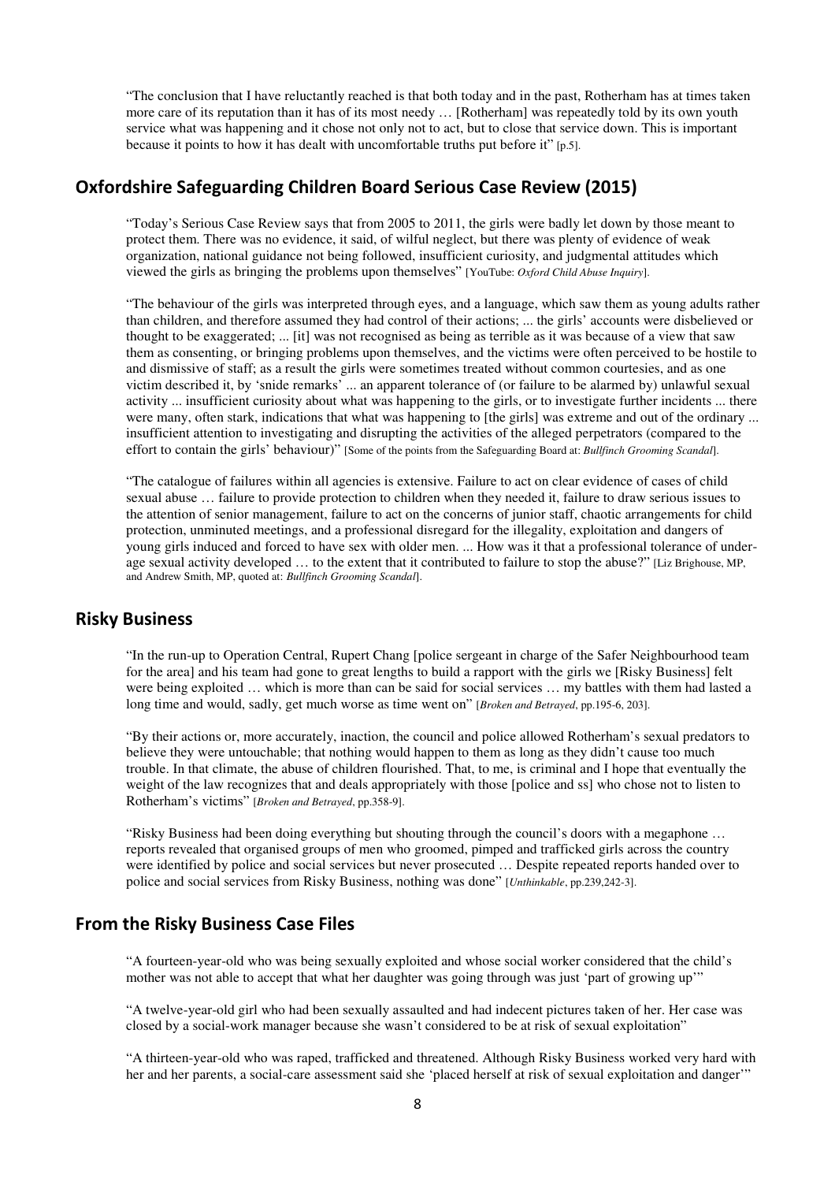"The conclusion that I have reluctantly reached is that both today and in the past, Rotherham has at times taken more care of its reputation than it has of its most needy … [Rotherham] was repeatedly told by its own youth service what was happening and it chose not only not to act, but to close that service down. This is important because it points to how it has dealt with uncomfortable truths put before it" [p.5].

## Oxfordshire Safeguarding Children Board Serious Case Review (2015)

"Today's Serious Case Review says that from 2005 to 2011, the girls were badly let down by those meant to protect them. There was no evidence, it said, of wilful neglect, but there was plenty of evidence of weak organization, national guidance not being followed, insufficient curiosity, and judgmental attitudes which viewed the girls as bringing the problems upon themselves" [YouTube: *Oxford Child Abuse Inquiry*].

"The behaviour of the girls was interpreted through eyes, and a language, which saw them as young adults rather than children, and therefore assumed they had control of their actions; ... the girls' accounts were disbelieved or thought to be exaggerated; ... [it] was not recognised as being as terrible as it was because of a view that saw them as consenting, or bringing problems upon themselves, and the victims were often perceived to be hostile to and dismissive of staff; as a result the girls were sometimes treated without common courtesies, and as one victim described it, by 'snide remarks' ... an apparent tolerance of (or failure to be alarmed by) unlawful sexual activity ... insufficient curiosity about what was happening to the girls, or to investigate further incidents ... there were many, often stark, indications that what was happening to [the girls] was extreme and out of the ordinary ... insufficient attention to investigating and disrupting the activities of the alleged perpetrators (compared to the effort to contain the girls' behaviour)" [Some of the points from the Safeguarding Board at: *Bullfinch Grooming Scandal*].

"The catalogue of failures within all agencies is extensive. Failure to act on clear evidence of cases of child sexual abuse … failure to provide protection to children when they needed it, failure to draw serious issues to the attention of senior management, failure to act on the concerns of junior staff, chaotic arrangements for child protection, unminuted meetings, and a professional disregard for the illegality, exploitation and dangers of young girls induced and forced to have sex with older men. ... How was it that a professional tolerance of under-age sexual activity developed … to the extent that it contributed to failure to stop the abuse?" [Liz Brighouse, MP, and Andrew Smith, MP, quoted at: *Bullfinch Grooming Scandal*].

## Risky Business

"In the run-up to Operation Central, Rupert Chang [police sergeant in charge of the Safer Neighbourhood team for the area] and his team had gone to great lengths to build a rapport with the girls we [Risky Business] felt were being exploited … which is more than can be said for social services … my battles with them had lasted a long time and would, sadly, get much worse as time went on" [*Broken and Betrayed*, pp.195-6, 203].

"By their actions or, more accurately, inaction, the council and police allowed Rotherham's sexual predators to believe they were untouchable; that nothing would happen to them as long as they didn't cause too much trouble. In that climate, the abuse of children flourished. That, to me, is criminal and I hope that eventually the weight of the law recognizes that and deals appropriately with those [police and ss] who chose not to listen to Rotherham's victims" [*Broken and Betrayed*, pp.358-9].

"Risky Business had been doing everything but shouting through the council's doors with a megaphone … reports revealed that organised groups of men who groomed, pimped and trafficked girls across the country were identified by police and social services but never prosecuted … Despite repeated reports handed over to police and social services from Risky Business, nothing was done" [*Unthinkable*, pp.239,242-3].

## From the Risky Business Case Files

"A fourteen-year-old who was being sexually exploited and whose social worker considered that the child's mother was not able to accept that what her daughter was going through was just 'part of growing up'"

"A twelve-year-old girl who had been sexually assaulted and had indecent pictures taken of her. Her case was closed by a social-work manager because she wasn't considered to be at risk of sexual exploitation"

"A thirteen-year-old who was raped, trafficked and threatened. Although Risky Business worked very hard with her and her parents, a social-care assessment said she 'placed herself at risk of sexual exploitation and danger'"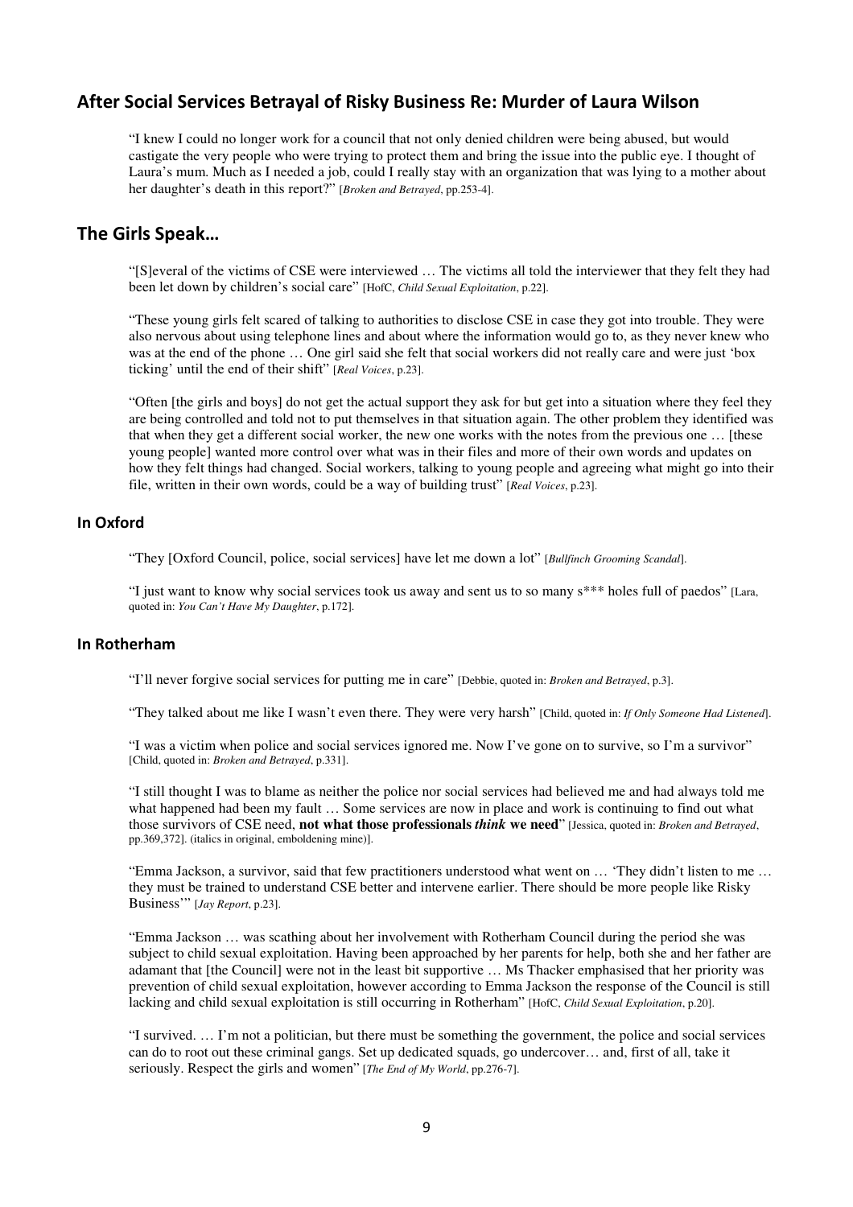## After Social Services Betrayal of Risky Business Re: Murder of Laura Wilson

"I knew I could no longer work for a council that not only denied children were being abused, but would castigate the very people who were trying to protect them and bring the issue into the public eye. I thought of Laura's mum. Much as I needed a job, could I really stay with an organization that was lying to a mother about her daughter's death in this report?" [*Broken and Betrayed*, pp.253-4].

## The Girls Speak…

"[S]everal of the victims of CSE were interviewed … The victims all told the interviewer that they felt they had been let down by children's social care" [HofC, *Child Sexual Exploitation*, p.22].

"These young girls felt scared of talking to authorities to disclose CSE in case they got into trouble. They were also nervous about using telephone lines and about where the information would go to, as they never knew who was at the end of the phone … One girl said she felt that social workers did not really care and were just 'box ticking' until the end of their shift" [*Real Voices*, p.23].

"Often [the girls and boys] do not get the actual support they ask for but get into a situation where they feel they are being controlled and told not to put themselves in that situation again. The other problem they identified was that when they get a different social worker, the new one works with the notes from the previous one … [these young people] wanted more control over what was in their files and more of their own words and updates on how they felt things had changed. Social workers, talking to young people and agreeing what might go into their file, written in their own words, could be a way of building trust" [*Real Voices*, p.23].

### In Oxford

"They [Oxford Council, police, social services] have let me down a lot" [*Bullfinch Grooming Scandal*].

"I just want to know why social services took us away and sent us to so many s*** holes full of paedos" [Lara, quoted in: *You Can't Have My Daughter*, p.172].

### In Rotherham

"I'll never forgive social services for putting me in care" [Debbie, quoted in: *Broken and Betrayed*, p.3].

"They talked about me like I wasn't even there. They were very harsh" [Child, quoted in: *If Only Someone Had Listened*].

"I was a victim when police and social services ignored me. Now I've gone on to survive, so I'm a survivor" [Child, quoted in: *Broken and Betrayed*, p.331].

"I still thought I was to blame as neither the police nor social services had believed me and had always told me what happened had been my fault … Some services are now in place and work is continuing to find out what those survivors of CSE need, **not what those professionals *think* we need**" [Jessica, quoted in: *Broken and Betrayed*, pp.369,372]. (italics in original, emboldening mine)].

"Emma Jackson, a survivor, said that few practitioners understood what went on … 'They didn't listen to me … they must be trained to understand CSE better and intervene earlier. There should be more people like Risky Business'" [*Jay Report*, p.23].

"Emma Jackson … was scathing about her involvement with Rotherham Council during the period she was subject to child sexual exploitation. Having been approached by her parents for help, both she and her father are adamant that [the Council] were not in the least bit supportive … Ms Thacker emphasised that her priority was prevention of child sexual exploitation, however according to Emma Jackson the response of the Council is still lacking and child sexual exploitation is still occurring in Rotherham" [HofC, *Child Sexual Exploitation*, p.20].

"I survived. … I'm not a politician, but there must be something the government, the police and social services can do to root out these criminal gangs. Set up dedicated squads, go undercover… and, first of all, take it seriously. Respect the girls and women" [*The End of My World*, pp.276-7].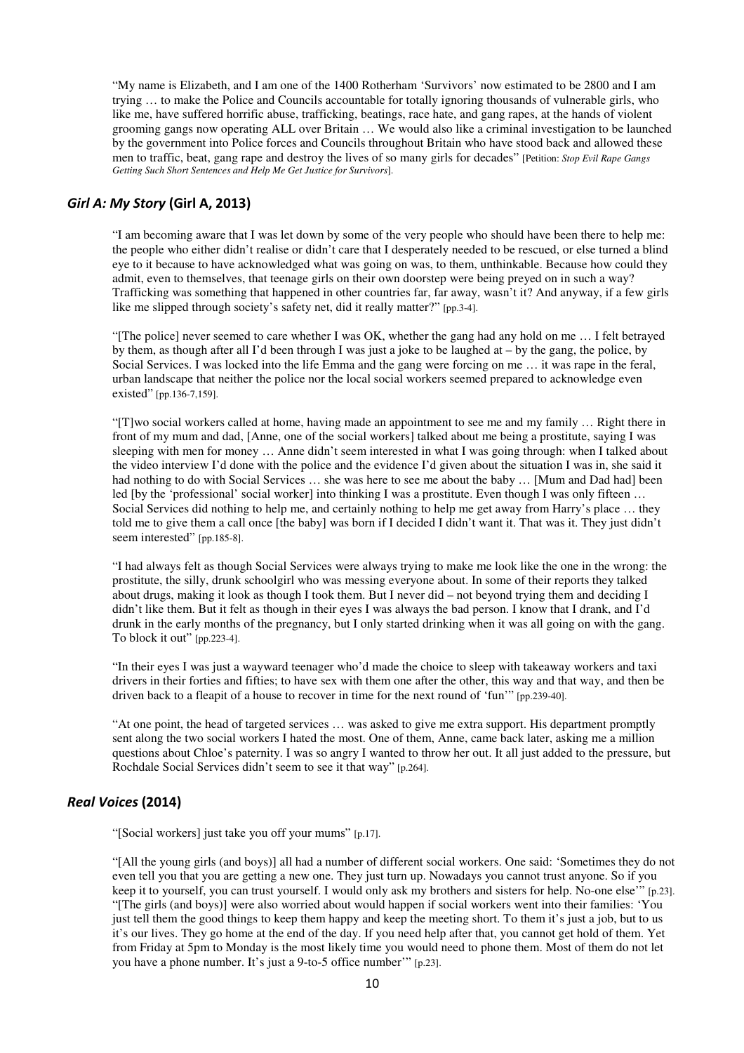> "My name is Elizabeth, and I am one of the 1400 Rotherham 'Survivors' now estimated to be 2800 and I am trying … to make the Police and Councils accountable for totally ignoring thousands of vulnerable girls, who like me, have suffered horrific abuse, trafficking, beatings, race hate, and gang rapes, at the hands of violent grooming gangs now operating ALL over Britain … We would also like a criminal investigation to be launched by the government into Police forces and Councils throughout Britain who have stood back and allowed these men to traffic, beat, gang rape and destroy the lives of so many girls for decades" [Petition: *Stop Evil Rape Gangs Getting Such Short Sentences and Help Me Get Justice for Survivors*].

## *Girl A: My Story* (Girl A, 2013)

> "I am becoming aware that I was let down by some of the very people who should have been there to help me: the people who either didn't realise or didn't care that I desperately needed to be rescued, or else turned a blind eye to it because to have acknowledged what was going on was, to them, unthinkable. Because how could they admit, even to themselves, that teenage girls on their own doorstep were being preyed on in such a way? Trafficking was something that happened in other countries far, far away, wasn't it? And anyway, if a few girls like me slipped through society's safety net, did it really matter?" [pp.3-4].

> "[The police] never seemed to care whether I was OK, whether the gang had any hold on me … I felt betrayed by them, as though after all I'd been through I was just a joke to be laughed at – by the gang, the police, by Social Services. I was locked into the life Emma and the gang were forcing on me … it was rape in the feral, urban landscape that neither the police nor the local social workers seemed prepared to acknowledge even existed" [pp.136-7,159].

> "[T]wo social workers called at home, having made an appointment to see me and my family … Right there in front of my mum and dad, [Anne, one of the social workers] talked about me being a prostitute, saying I was sleeping with men for money … Anne didn't seem interested in what I was going through: when I talked about the video interview I'd done with the police and the evidence I'd given about the situation I was in, she said it had nothing to do with Social Services … she was here to see me about the baby … [Mum and Dad had] been led [by the 'professional' social worker] into thinking I was a prostitute. Even though I was only fifteen … Social Services did nothing to help me, and certainly nothing to help me get away from Harry's place … they told me to give them a call once [the baby] was born if I decided I didn't want it. That was it. They just didn't seem interested" [pp.185-8].

> "I had always felt as though Social Services were always trying to make me look like the one in the wrong: the prostitute, the silly, drunk schoolgirl who was messing everyone about. In some of their reports they talked about drugs, making it look as though I took them. But I never did – not beyond trying them and deciding I didn't like them. But it felt as though in their eyes I was always the bad person. I know that I drank, and I'd drunk in the early months of the pregnancy, but I only started drinking when it was all going on with the gang. To block it out" [pp.223-4].

> "In their eyes I was just a wayward teenager who'd made the choice to sleep with takeaway workers and taxi drivers in their forties and fifties; to have sex with them one after the other, this way and that way, and then be driven back to a fleapit of a house to recover in time for the next round of 'fun'" [pp.239-40].

> "At one point, the head of targeted services … was asked to give me extra support. His department promptly sent along the two social workers I hated the most. One of them, Anne, came back later, asking me a million questions about Chloe's paternity. I was so angry I wanted to throw her out. It all just added to the pressure, but Rochdale Social Services didn't seem to see it that way" [p.264].

## *Real Voices* (2014)

> "[Social workers] just take you off your mums" [p.17].

> "[All the young girls (and boys)] all had a number of different social workers. One said: 'Sometimes they do not even tell you that you are getting a new one. They just turn up. Nowadays you cannot trust anyone. So if you keep it to yourself, you can trust yourself. I would only ask my brothers and sisters for help. No-one else'" [p.23].
> "[The girls (and boys)] were also worried about would happen if social workers went into their families: 'You just tell them the good things to keep them happy and keep the meeting short. To them it's just a job, but to us it's our lives. They go home at the end of the day. If you need help after that, you cannot get hold of them. Yet from Friday at 5pm to Monday is the most likely time you would need to phone them. Most of them do not let you have a phone number. It's just a 9-to-5 office number'" [p.23].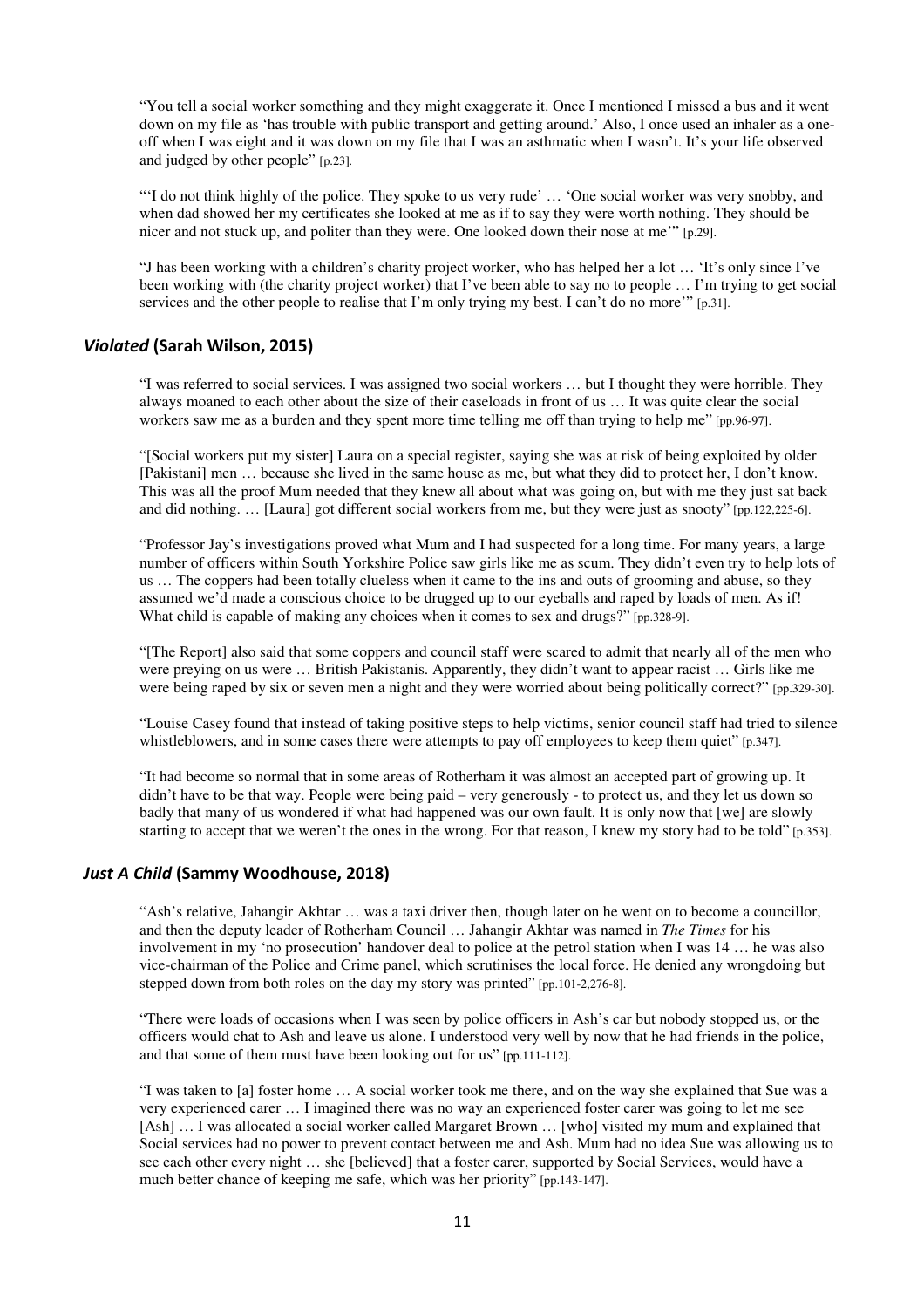"You tell a social worker something and they might exaggerate it. Once I mentioned I missed a bus and it went down on my file as 'has trouble with public transport and getting around.' Also, I once used an inhaler as a one-off when I was eight and it was down on my file that I was an asthmatic when I wasn't. It's your life observed and judged by other people" [p.23].

"'I do not think highly of the police. They spoke to us very rude' … 'One social worker was very snobby, and when dad showed her my certificates she looked at me as if to say they were worth nothing. They should be nicer and not stuck up, and politer than they were. One looked down their nose at me'" [p.29].

"J has been working with a children's charity project worker, who has helped her a lot … 'It's only since I've been working with (the charity project worker) that I've been able to say no to people … I'm trying to get social services and the other people to realise that I'm only trying my best. I can't do no more'" [p.31].

### *Violated* (Sarah Wilson, 2015)

"I was referred to social services. I was assigned two social workers … but I thought they were horrible. They always moaned to each other about the size of their caseloads in front of us … It was quite clear the social workers saw me as a burden and they spent more time telling me off than trying to help me" [pp.96-97].

"[Social workers put my sister] Laura on a special register, saying she was at risk of being exploited by older [Pakistani] men … because she lived in the same house as me, but what they did to protect her, I don't know. This was all the proof Mum needed that they knew all about what was going on, but with me they just sat back and did nothing. … [Laura] got different social workers from me, but they were just as snooty" [pp.122,225-6].

"Professor Jay's investigations proved what Mum and I had suspected for a long time. For many years, a large number of officers within South Yorkshire Police saw girls like me as scum. They didn't even try to help lots of us … The coppers had been totally clueless when it came to the ins and outs of grooming and abuse, so they assumed we'd made a conscious choice to be drugged up to our eyeballs and raped by loads of men. As if! What child is capable of making any choices when it comes to sex and drugs?" [pp.328-9].

"[The Report] also said that some coppers and council staff were scared to admit that nearly all of the men who were preying on us were … British Pakistanis. Apparently, they didn't want to appear racist … Girls like me were being raped by six or seven men a night and they were worried about being politically correct?" [pp.329-30].

"Louise Casey found that instead of taking positive steps to help victims, senior council staff had tried to silence whistleblowers, and in some cases there were attempts to pay off employees to keep them quiet" [p.347].

"It had become so normal that in some areas of Rotherham it was almost an accepted part of growing up. It didn't have to be that way. People were being paid – very generously - to protect us, and they let us down so badly that many of us wondered if what had happened was our own fault. It is only now that [we] are slowly starting to accept that we weren't the ones in the wrong. For that reason, I knew my story had to be told" [p.353].

### *Just A Child* (Sammy Woodhouse, 2018)

"Ash's relative, Jahangir Akhtar … was a taxi driver then, though later on he went on to become a councillor, and then the deputy leader of Rotherham Council … Jahangir Akhtar was named in *The Times* for his involvement in my 'no prosecution' handover deal to police at the petrol station when I was 14 … he was also vice-chairman of the Police and Crime panel, which scrutinises the local force. He denied any wrongdoing but stepped down from both roles on the day my story was printed" [pp.101-2,276-8].

"There were loads of occasions when I was seen by police officers in Ash's car but nobody stopped us, or the officers would chat to Ash and leave us alone. I understood very well by now that he had friends in the police, and that some of them must have been looking out for us" [pp.111-112].

"I was taken to [a] foster home … A social worker took me there, and on the way she explained that Sue was a very experienced carer … I imagined there was no way an experienced foster carer was going to let me see [Ash] … I was allocated a social worker called Margaret Brown … [who] visited my mum and explained that Social services had no power to prevent contact between me and Ash. Mum had no idea Sue was allowing us to see each other every night … she [believed] that a foster carer, supported by Social Services, would have a much better chance of keeping me safe, which was her priority" [pp.143-147].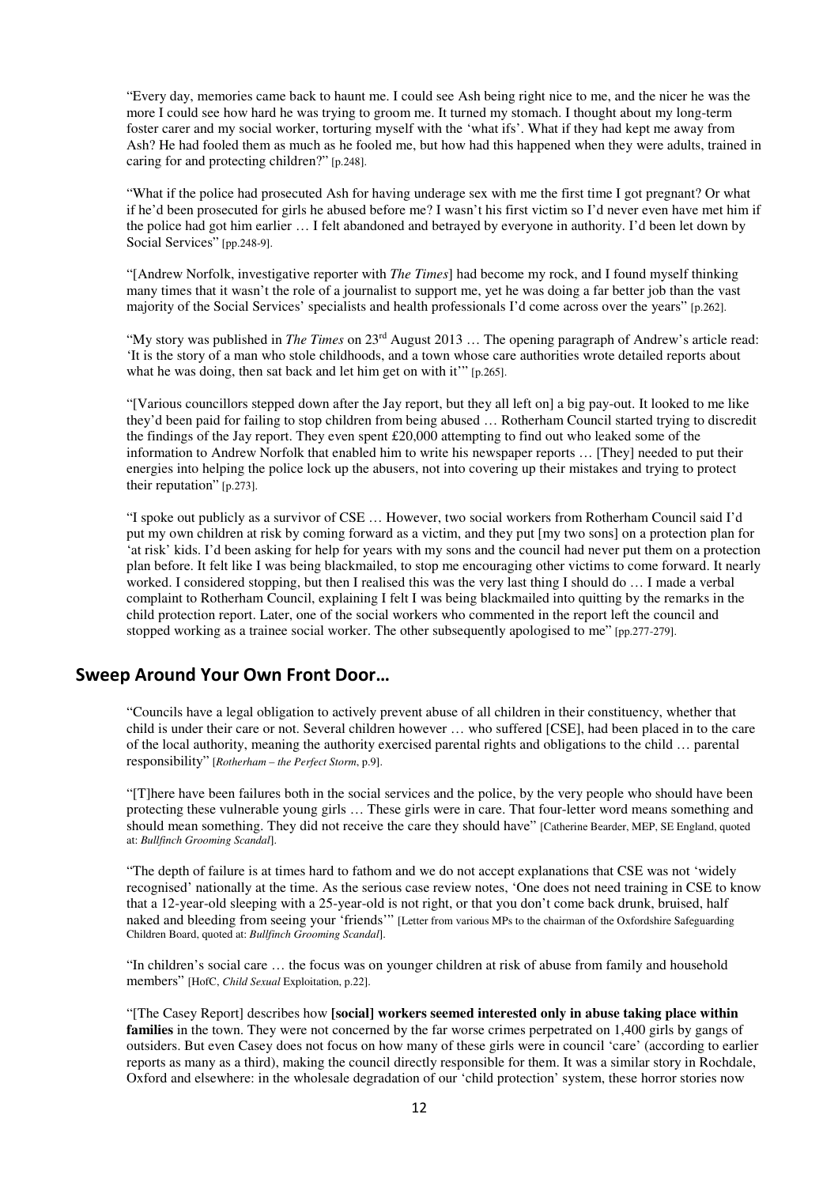"Every day, memories came back to haunt me. I could see Ash being right nice to me, and the nicer he was the more I could see how hard he was trying to groom me. It turned my stomach. I thought about my long-term foster carer and my social worker, torturing myself with the 'what ifs'. What if they had kept me away from Ash? He had fooled them as much as he fooled me, but how had this happened when they were adults, trained in caring for and protecting children?" [p.248].

"What if the police had prosecuted Ash for having underage sex with me the first time I got pregnant? Or what if he'd been prosecuted for girls he abused before me? I wasn't his first victim so I'd never even have met him if the police had got him earlier … I felt abandoned and betrayed by everyone in authority. I'd been let down by Social Services" [pp.248-9].

"[Andrew Norfolk, investigative reporter with *The Times*] had become my rock, and I found myself thinking many times that it wasn't the role of a journalist to support me, yet he was doing a far better job than the vast majority of the Social Services' specialists and health professionals I'd come across over the years" [p.262].

"My story was published in *The Times* on 23rd August 2013 … The opening paragraph of Andrew's article read: 'It is the story of a man who stole childhoods, and a town whose care authorities wrote detailed reports about what he was doing, then sat back and let him get on with it'" [p.265].

"[Various councillors stepped down after the Jay report, but they all left on] a big pay-out. It looked to me like they'd been paid for failing to stop children from being abused … Rotherham Council started trying to discredit the findings of the Jay report. They even spent £20,000 attempting to find out who leaked some of the information to Andrew Norfolk that enabled him to write his newspaper reports … [They] needed to put their energies into helping the police lock up the abusers, not into covering up their mistakes and trying to protect their reputation" [p.273].

"I spoke out publicly as a survivor of CSE … However, two social workers from Rotherham Council said I'd put my own children at risk by coming forward as a victim, and they put [my two sons] on a protection plan for 'at risk' kids. I'd been asking for help for years with my sons and the council had never put them on a protection plan before. It felt like I was being blackmailed, to stop me encouraging other victims to come forward. It nearly worked. I considered stopping, but then I realised this was the very last thing I should do … I made a verbal complaint to Rotherham Council, explaining I felt I was being blackmailed into quitting by the remarks in the child protection report. Later, one of the social workers who commented in the report left the council and stopped working as a trainee social worker. The other subsequently apologised to me" [pp.277-279].

## Sweep Around Your Own Front Door…

"Councils have a legal obligation to actively prevent abuse of all children in their constituency, whether that child is under their care or not. Several children however … who suffered [CSE], had been placed in to the care of the local authority, meaning the authority exercised parental rights and obligations to the child … parental responsibility" [*Rotherham – the Perfect Storm*, p.9].

"[T]here have been failures both in the social services and the police, by the very people who should have been protecting these vulnerable young girls … These girls were in care. That four-letter word means something and should mean something. They did not receive the care they should have" [Catherine Bearder, MEP, SE England, quoted at: *Bullfinch Grooming Scandal*].

"The depth of failure is at times hard to fathom and we do not accept explanations that CSE was not 'widely recognised' nationally at the time. As the serious case review notes, 'One does not need training in CSE to know that a 12-year-old sleeping with a 25-year-old is not right, or that you don't come back drunk, bruised, half naked and bleeding from seeing your 'friends'" [Letter from various MPs to the chairman of the Oxfordshire Safeguarding Children Board, quoted at: *Bullfinch Grooming Scandal*].

"In children's social care … the focus was on younger children at risk of abuse from family and household members" [HofC, *Child Sexual* Exploitation, p.22].

"[The Casey Report] describes how **[social] workers seemed interested only in abuse taking place within families** in the town. They were not concerned by the far worse crimes perpetrated on 1,400 girls by gangs of outsiders. But even Casey does not focus on how many of these girls were in council 'care' (according to earlier reports as many as a third), making the council directly responsible for them. It was a similar story in Rochdale, Oxford and elsewhere: in the wholesale degradation of our 'child protection' system, these horror stories now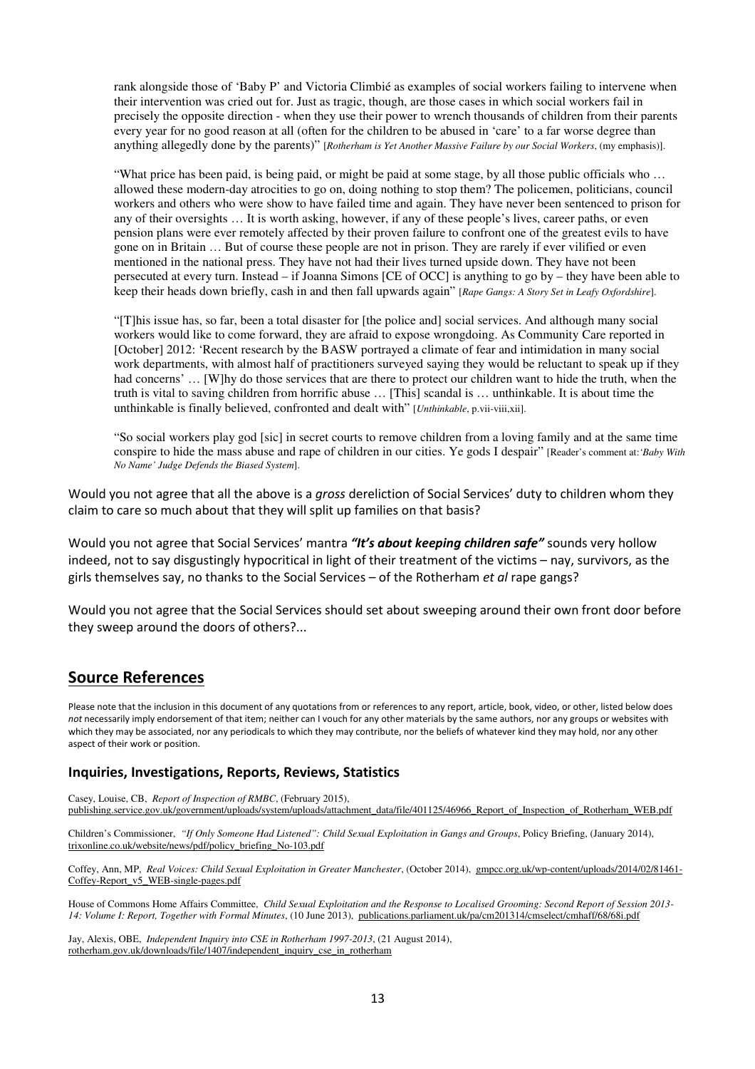rank alongside those of 'Baby P' and Victoria Climbié as examples of social workers failing to intervene when their intervention was cried out for. Just as tragic, though, are those cases in which social workers fail in precisely the opposite direction - when they use their power to wrench thousands of children from their parents every year for no good reason at all (often for the children to be abused in 'care' to a far worse degree than anything allegedly done by the parents)" [*Rotherham is Yet Another Massive Failure by our Social Workers*, (my emphasis)].

"What price has been paid, is being paid, or might be paid at some stage, by all those public officials who … allowed these modern-day atrocities to go on, doing nothing to stop them? The policemen, politicians, council workers and others who were show to have failed time and again. They have never been sentenced to prison for any of their oversights … It is worth asking, however, if any of these people's lives, career paths, or even pension plans were ever remotely affected by their proven failure to confront one of the greatest evils to have gone on in Britain … But of course these people are not in prison. They are rarely if ever vilified or even mentioned in the national press. They have not had their lives turned upside down. They have not been persecuted at every turn. Instead – if Joanna Simons [CE of OCC] is anything to go by – they have been able to keep their heads down briefly, cash in and then fall upwards again" [*Rape Gangs: A Story Set in Leafy Oxfordshire*].

"[T]his issue has, so far, been a total disaster for [the police and] social services. And although many social workers would like to come forward, they are afraid to expose wrongdoing. As Community Care reported in [October] 2012: 'Recent research by the BASW portrayed a climate of fear and intimidation in many social work departments, with almost half of practitioners surveyed saying they would be reluctant to speak up if they had concerns' … [W]hy do those services that are there to protect our children want to hide the truth, when the truth is vital to saving children from horrific abuse … [This] scandal is … unthinkable. It is about time the unthinkable is finally believed, confronted and dealt with" [*Unthinkable*, p.vii-viii,xii].

"So social workers play god [sic] in secret courts to remove children from a loving family and at the same time conspire to hide the mass abuse and rape of children in our cities. Ye gods I despair" [Reader's comment at:*'Baby With No Name' Judge Defends the Biased System*].

Would you not agree that all the above is a *gross* dereliction of Social Services' duty to children whom they claim to care so much about that they will split up families on that basis?

Would you not agree that Social Services' mantra ***"It's about keeping children safe"*** sounds very hollow indeed, not to say disgustingly hypocritical in light of their treatment of the victims – nay, survivors, as the girls themselves say, no thanks to the Social Services – of the Rotherham *et al* rape gangs?

Would you not agree that the Social Services should set about sweeping around their own front door before they sweep around the doors of others?...

## Source References

Please note that the inclusion in this document of any quotations from or references to any report, article, book, video, or other, listed below does *not* necessarily imply endorsement of that item; neither can I vouch for any other materials by the same authors, nor any groups or websites with which they may be associated, nor any periodicals to which they may contribute, nor the beliefs of whatever kind they may hold, nor any other aspect of their work or position.

### Inquiries, Investigations, Reports, Reviews, Statistics

Casey, Louise, CB, *Report of Inspection of RMBC*, (February 2015), publishing.service.gov.uk/government/uploads/system/uploads/attachment_data/file/401125/46966_Report_of_Inspection_of_Rotherham_WEB.pdf

Children's Commissioner, *"If Only Someone Had Listened": Child Sexual Exploitation in Gangs and Groups*, Policy Briefing, (January 2014), trixonline.co.uk/website/news/pdf/policy_briefing_No-103.pdf

Coffey, Ann, MP, *Real Voices: Child Sexual Exploitation in Greater Manchester*, (October 2014), gmpcc.org.uk/wp-content/uploads/2014/02/81461-Coffey-Report_v5_WEB-single-pages.pdf

House of Commons Home Affairs Committee, *Child Sexual Exploitation and the Response to Localised Grooming: Second Report of Session 2013-14: Volume I: Report, Together with Formal Minutes*, (10 June 2013), publications.parliament.uk/pa/cm201314/cmselect/cmhaff/68/68i.pdf

Jay, Alexis, OBE, *Independent Inquiry into CSE in Rotherham 1997-2013*, (21 August 2014), rotherham.gov.uk/downloads/file/1407/independent_inquiry_cse_in_rotherham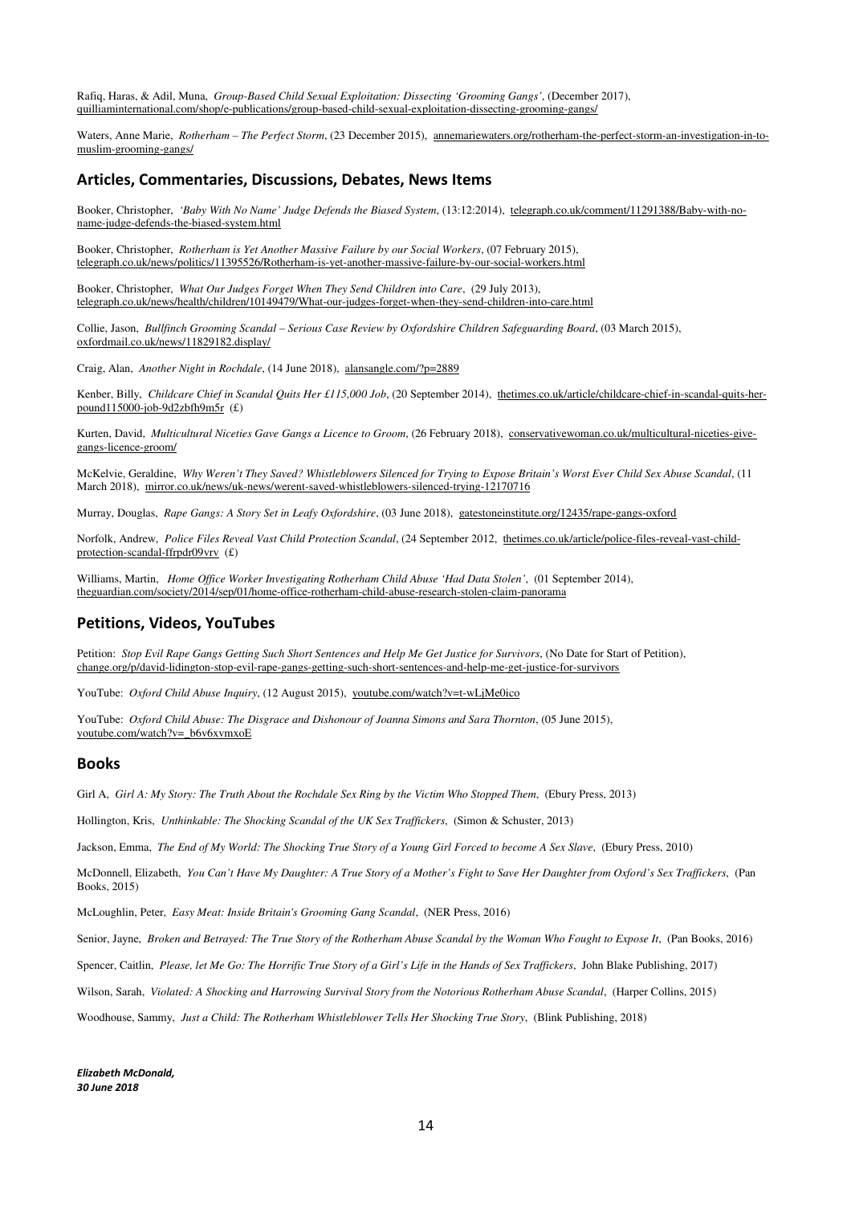Rafiq, Haras, & Adil, Muna, *Group-Based Child Sexual Exploitation: Dissecting 'Grooming Gangs'*, (December 2017), quilliaminternational.com/shop/e-publications/group-based-child-sexual-exploitation-dissecting-grooming-gangs/

Waters, Anne Marie, *Rotherham – The Perfect Storm*, (23 December 2015), annemariewaters.org/rotherham-the-perfect-storm-an-investigation-in-to-muslim-grooming-gangs/

## Articles, Commentaries, Discussions, Debates, News Items

Booker, Christopher, *'Baby With No Name' Judge Defends the Biased System*, (13:12:2014), telegraph.co.uk/comment/11291388/Baby-with-no-name-judge-defends-the-biased-system.html

Booker, Christopher, *Rotherham is Yet Another Massive Failure by our Social Workers*, (07 February 2015), telegraph.co.uk/news/politics/11395526/Rotherham-is-yet-another-massive-failure-by-our-social-workers.html

Booker, Christopher, *What Our Judges Forget When They Send Children into Care*, (29 July 2013), telegraph.co.uk/news/health/children/10149479/What-our-judges-forget-when-they-send-children-into-care.html

Collie, Jason, *Bullfinch Grooming Scandal – Serious Case Review by Oxfordshire Children Safeguarding Board*, (03 March 2015), oxfordmail.co.uk/news/11829182.display/

Craig, Alan, *Another Night in Rochdale*, (14 June 2018), alansangle.com/?p=2889

Kenber, Billy, *Childcare Chief in Scandal Quits Her £115,000 Job*, (20 September 2014), thetimes.co.uk/article/childcare-chief-in-scandal-quits-her-pound115000-job-9d2zbfh9m5r (£)

Kurten, David, *Multicultural Niceties Gave Gangs a Licence to Groom*, (26 February 2018), conservativewoman.co.uk/multicultural-niceties-give-gangs-licence-groom/

McKelvie, Geraldine, *Why Weren't They Saved? Whistleblowers Silenced for Trying to Expose Britain's Worst Ever Child Sex Abuse Scandal*, (11 March 2018), mirror.co.uk/news/uk-news/werent-saved-whistleblowers-silenced-trying-12170716

Murray, Douglas, *Rape Gangs: A Story Set in Leafy Oxfordshire*, (03 June 2018), gatestoneinstitute.org/12435/rape-gangs-oxford

Norfolk, Andrew, *Police Files Reveal Vast Child Protection Scandal*, (24 September 2012, thetimes.co.uk/article/police-files-reveal-vast-child-protection-scandal-ffrpdr09vrv (£)

Williams, Martin, *Home Office Worker Investigating Rotherham Child Abuse 'Had Data Stolen'*, (01 September 2014), theguardian.com/society/2014/sep/01/home-office-rotherham-child-abuse-research-stolen-claim-panorama

## Petitions, Videos, YouTubes

Petition: *Stop Evil Rape Gangs Getting Such Short Sentences and Help Me Get Justice for Survivors*, (No Date for Start of Petition), change.org/p/david-lidington-stop-evil-rape-gangs-getting-such-short-sentences-and-help-me-get-justice-for-survivors

YouTube: *Oxford Child Abuse Inquiry*, (12 August 2015), youtube.com/watch?v=t-wLjMe0ico

YouTube: *Oxford Child Abuse: The Disgrace and Dishonour of Joanna Simons and Sara Thornton*, (05 June 2015), youtube.com/watch?v=_b6v6xvmxoE

## Books

Girl A, *Girl A: My Story: The Truth About the Rochdale Sex Ring by the Victim Who Stopped Them*, (Ebury Press, 2013)

Hollington, Kris, *Unthinkable: The Shocking Scandal of the UK Sex Traffickers*, (Simon & Schuster, 2013)

Jackson, Emma, *The End of My World: The Shocking True Story of a Young Girl Forced to become A Sex Slave*, (Ebury Press, 2010)

McDonnell, Elizabeth, *You Can't Have My Daughter: A True Story of a Mother's Fight to Save Her Daughter from Oxford's Sex Traffickers*, (Pan Books, 2015)

McLoughlin, Peter, *Easy Meat: Inside Britain's Grooming Gang Scandal*, (NER Press, 2016)

Senior, Jayne, *Broken and Betrayed: The True Story of the Rotherham Abuse Scandal by the Woman Who Fought to Expose It*, (Pan Books, 2016)

Spencer, Caitlin, *Please, let Me Go: The Horrific True Story of a Girl's Life in the Hands of Sex Traffickers*, John Blake Publishing, 2017)

Wilson, Sarah, *Violated: A Shocking and Harrowing Survival Story from the Notorious Rotherham Abuse Scandal*, (Harper Collins, 2015)

Woodhouse, Sammy, *Just a Child: The Rotherham Whistleblower Tells Her Shocking True Story*, (Blink Publishing, 2018)

***Elizabeth McDonald,***
***30 June 2018***